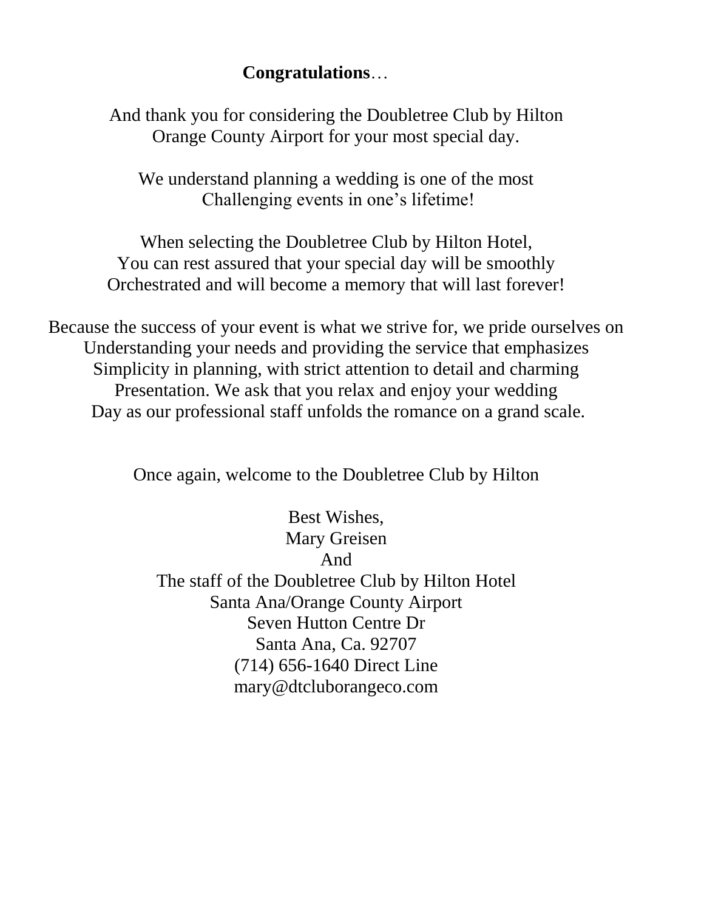**Congratulations**…

And thank you for considering the Doubletree Club by Hilton
Orange County Airport for your most special day.

We understand planning a wedding is one of the most
Challenging events in one's lifetime!

When selecting the Doubletree Club by Hilton Hotel,
You can rest assured that your special day will be smoothly
Orchestrated and will become a memory that will last forever!

Because the success of your event is what we strive for, we pride ourselves on
Understanding your needs and providing the service that emphasizes
Simplicity in planning, with strict attention to detail and charming
Presentation. We ask that you relax and enjoy your wedding
Day as our professional staff unfolds the romance on a grand scale.

Once again, welcome to the Doubletree Club by Hilton

Best Wishes,
Mary Greisen
And
The staff of the Doubletree Club by Hilton Hotel
Santa Ana/Orange County Airport
Seven Hutton Centre Dr
Santa Ana, Ca. 92707
(714) 656-1640 Direct Line
mary@dtcluborangeco.com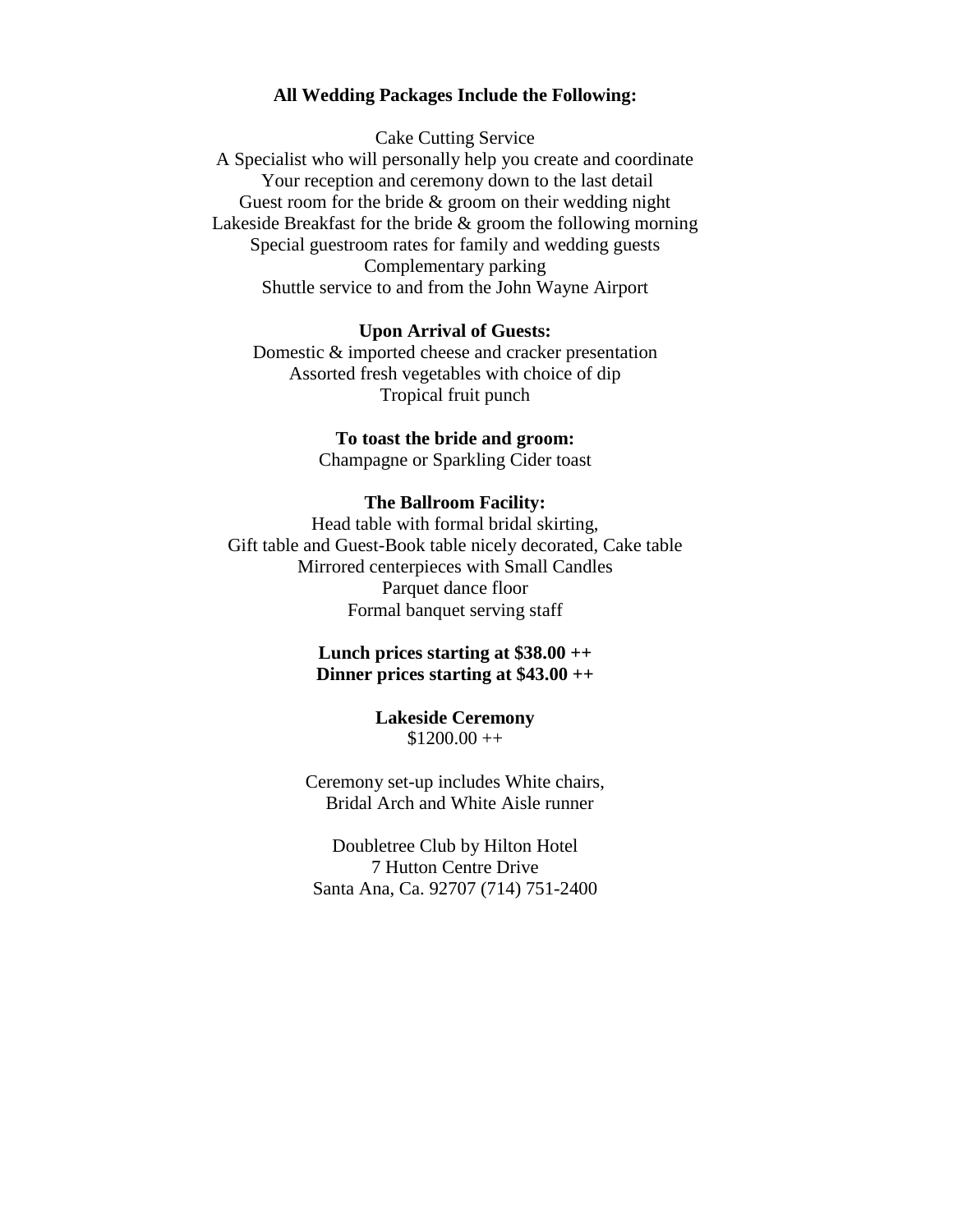**All Wedding Packages Include the Following:**

Cake Cutting Service
A Specialist who will personally help you create and coordinate
Your reception and ceremony down to the last detail
Guest room for the bride & groom on their wedding night
Lakeside Breakfast for the bride & groom the following morning
Special guestroom rates for family and wedding guests
Complementary parking
Shuttle service to and from the John Wayne Airport

**Upon Arrival of Guests:**

Domestic & imported cheese and cracker presentation
Assorted fresh vegetables with choice of dip
Tropical fruit punch

**To toast the bride and groom:**

Champagne or Sparkling Cider toast

**The Ballroom Facility:**

Head table with formal bridal skirting,
Gift table and Guest-Book table nicely decorated, Cake table
Mirrored centerpieces with Small Candles
Parquet dance floor
Formal banquet serving staff

**Lunch prices starting at $38.00 ++**
**Dinner prices starting at $43.00 ++**

**Lakeside Ceremony**
$1200.00 ++

Ceremony set-up includes White chairs,
Bridal Arch and White Aisle runner

Doubletree Club by Hilton Hotel
7 Hutton Centre Drive
Santa Ana, Ca. 92707 (714) 751-2400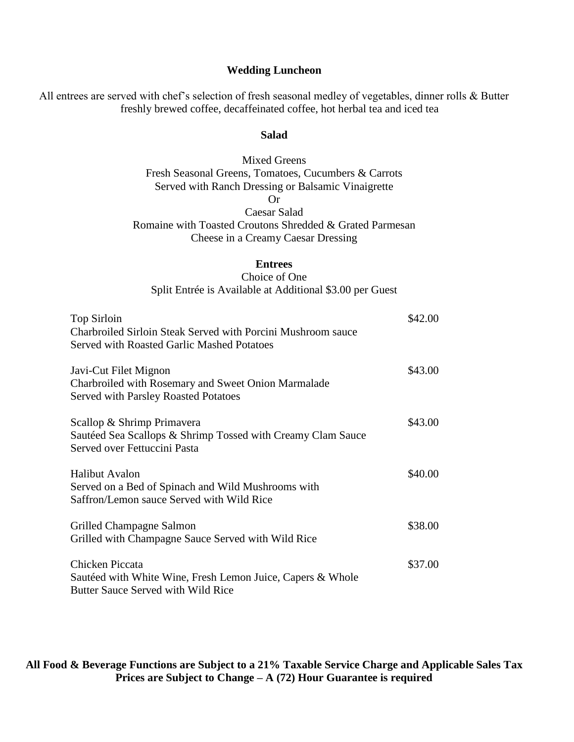## Wedding Luncheon

All entrees are served with chef's selection of fresh seasonal medley of vegetables, dinner rolls & Butter freshly brewed coffee, decaffeinated coffee, hot herbal tea and iced tea

### Salad

Mixed Greens
Fresh Seasonal Greens, Tomatoes, Cucumbers & Carrots
Served with Ranch Dressing or Balsamic Vinaigrette

Or

Caesar Salad
Romaine with Toasted Croutons Shredded & Grated Parmesan Cheese in a Creamy Caesar Dressing

### Entrees

Choice of One
Split Entrée is Available at Additional $3.00 per Guest

| Entree | Price |
|---|---|
| Top Sirloin<br>Charbroiled Sirloin Steak Served with Porcini Mushroom sauce<br>Served with Roasted Garlic Mashed Potatoes | $42.00 |
| Javi-Cut Filet Mignon<br>Charbroiled with Rosemary and Sweet Onion Marmalade<br>Served with Parsley Roasted Potatoes | $43.00 |
| Scallop & Shrimp Primavera<br>Sautéed Sea Scallops & Shrimp Tossed with Creamy Clam Sauce<br>Served over Fettuccini Pasta | $43.00 |
| Halibut Avalon<br>Served on a Bed of Spinach and Wild Mushrooms with<br>Saffron/Lemon sauce Served with Wild Rice | $40.00 |
| Grilled Champagne Salmon<br>Grilled with Champagne Sauce Served with Wild Rice | $38.00 |
| Chicken Piccata<br>Sautéed with White Wine, Fresh Lemon Juice, Capers & Whole<br>Butter Sauce Served with Wild Rice | $37.00 |

**All Food & Beverage Functions are Subject to a 21% Taxable Service Charge and Applicable Sales Tax**
**Prices are Subject to Change – A (72) Hour Guarantee is required**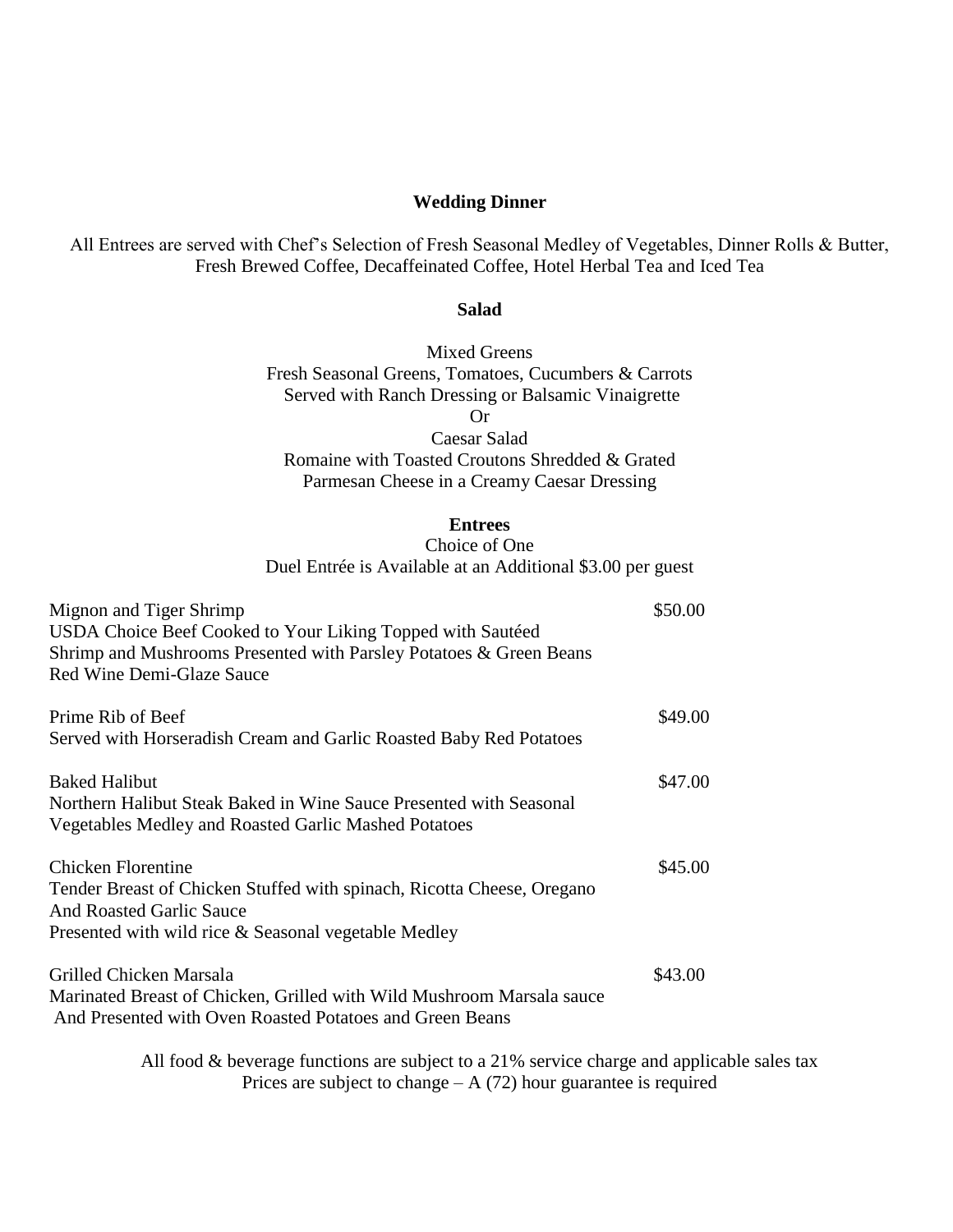## Wedding Dinner

All Entrees are served with Chef's Selection of Fresh Seasonal Medley of Vegetables, Dinner Rolls & Butter, Fresh Brewed Coffee, Decaffeinated Coffee, Hotel Herbal Tea and Iced Tea

### Salad

Mixed Greens
Fresh Seasonal Greens, Tomatoes, Cucumbers & Carrots
Served with Ranch Dressing or Balsamic Vinaigrette

Or

Caesar Salad
Romaine with Toasted Croutons Shredded & Grated
Parmesan Cheese in a Creamy Caesar Dressing

### Entrees

Choice of One
Duel Entrée is Available at an Additional $3.00 per guest

Mignon and Tiger Shrimp — $50.00
USDA Choice Beef Cooked to Your Liking Topped with Sautéed Shrimp and Mushrooms Presented with Parsley Potatoes & Green Beans Red Wine Demi-Glaze Sauce

Prime Rib of Beef — $49.00
Served with Horseradish Cream and Garlic Roasted Baby Red Potatoes

Baked Halibut — $47.00
Northern Halibut Steak Baked in Wine Sauce Presented with Seasonal Vegetables Medley and Roasted Garlic Mashed Potatoes

Chicken Florentine — $45.00
Tender Breast of Chicken Stuffed with spinach, Ricotta Cheese, Oregano And Roasted Garlic Sauce
Presented with wild rice & Seasonal vegetable Medley

Grilled Chicken Marsala — $43.00
Marinated Breast of Chicken, Grilled with Wild Mushroom Marsala sauce And Presented with Oven Roasted Potatoes and Green Beans

All food & beverage functions are subject to a 21% service charge and applicable sales tax
Prices are subject to change – A (72) hour guarantee is required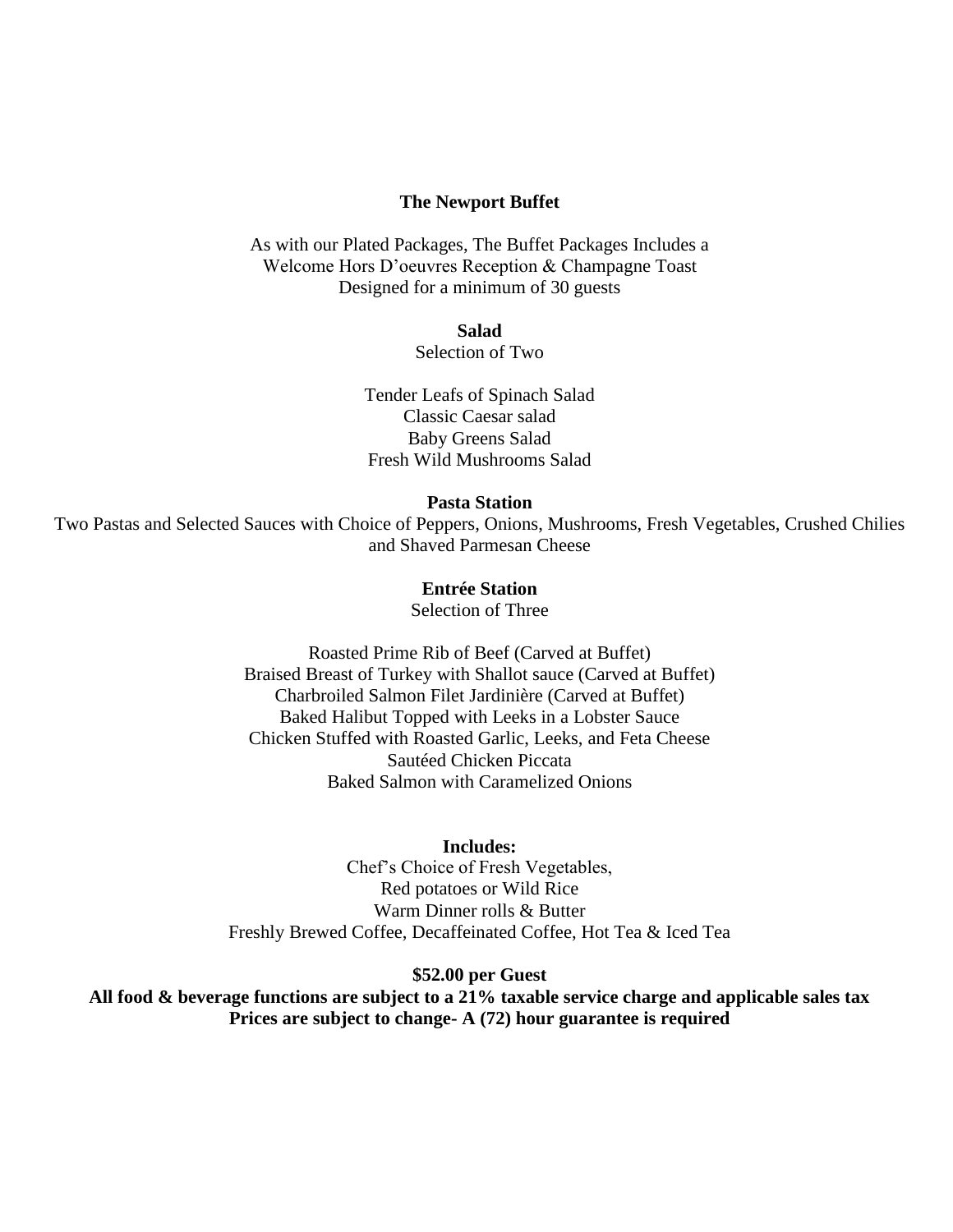## The Newport Buffet

As with our Plated Packages, The Buffet Packages Includes a
Welcome Hors D'oeuvres Reception & Champagne Toast
Designed for a minimum of 30 guests

**Salad**
Selection of Two

Tender Leafs of Spinach Salad
Classic Caesar salad
Baby Greens Salad
Fresh Wild Mushrooms Salad

**Pasta Station**
Two Pastas and Selected Sauces with Choice of Peppers, Onions, Mushrooms, Fresh Vegetables, Crushed Chilies and Shaved Parmesan Cheese

**Entrée Station**
Selection of Three

Roasted Prime Rib of Beef (Carved at Buffet)
Braised Breast of Turkey with Shallot sauce (Carved at Buffet)
Charbroiled Salmon Filet Jardinière (Carved at Buffet)
Baked Halibut Topped with Leeks in a Lobster Sauce
Chicken Stuffed with Roasted Garlic, Leeks, and Feta Cheese
Sautéed Chicken Piccata
Baked Salmon with Caramelized Onions

**Includes:**
Chef's Choice of Fresh Vegetables,
Red potatoes or Wild Rice
Warm Dinner rolls & Butter
Freshly Brewed Coffee, Decaffeinated Coffee, Hot Tea & Iced Tea

**$52.00 per Guest**
**All food & beverage functions are subject to a 21% taxable service charge and applicable sales tax**
**Prices are subject to change- A (72) hour guarantee is required**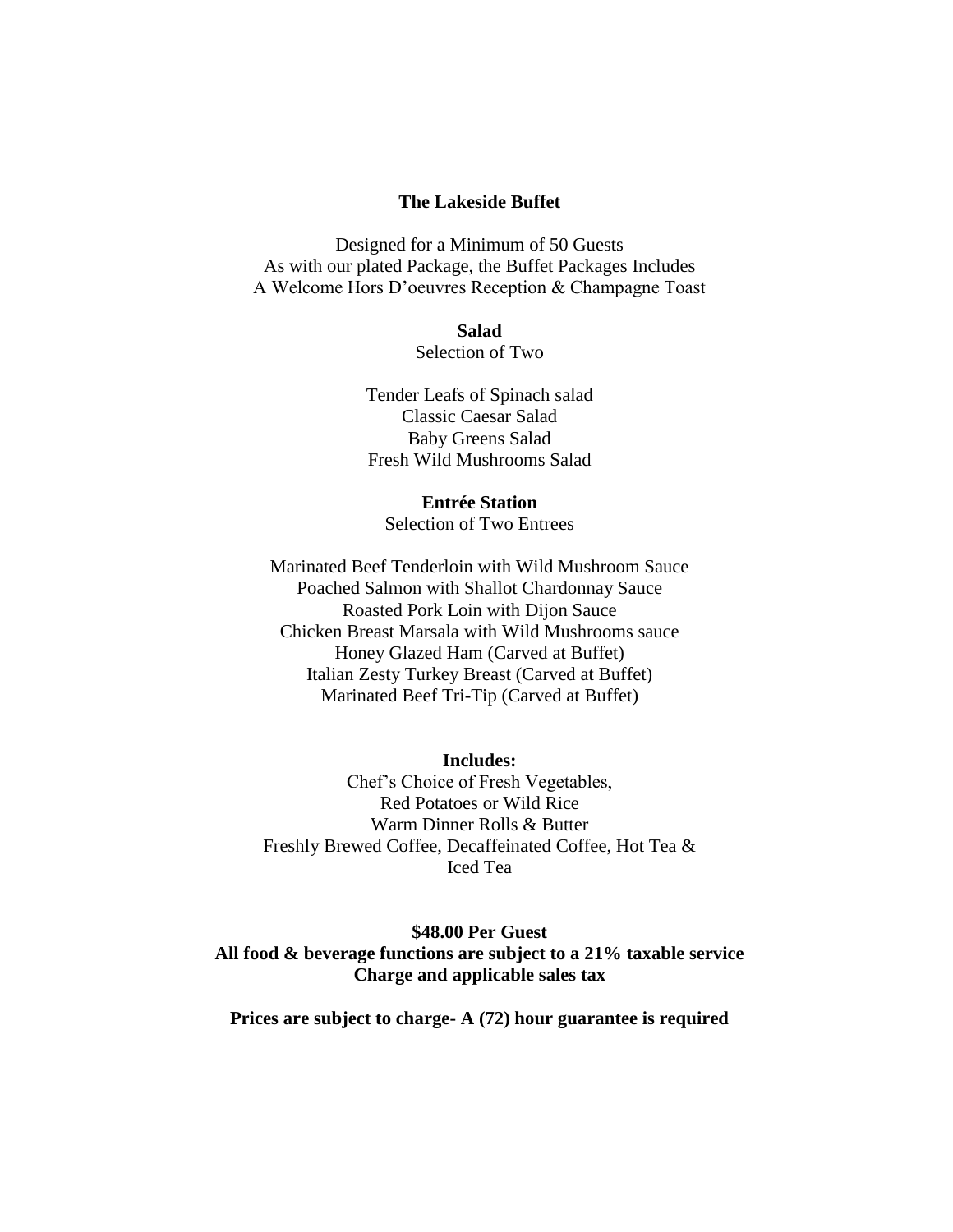# The Lakeside Buffet

Designed for a Minimum of 50 Guests
As with our plated Package, the Buffet Packages Includes
A Welcome Hors D'oeuvres Reception & Champagne Toast

## Salad

Selection of Two

Tender Leafs of Spinach salad
Classic Caesar Salad
Baby Greens Salad
Fresh Wild Mushrooms Salad

## Entrée Station

Selection of Two Entrees

Marinated Beef Tenderloin with Wild Mushroom Sauce
Poached Salmon with Shallot Chardonnay Sauce
Roasted Pork Loin with Dijon Sauce
Chicken Breast Marsala with Wild Mushrooms sauce
Honey Glazed Ham (Carved at Buffet)
Italian Zesty Turkey Breast (Carved at Buffet)
Marinated Beef Tri-Tip (Carved at Buffet)

**Includes:**

Chef's Choice of Fresh Vegetables,
Red Potatoes or Wild Rice
Warm Dinner Rolls & Butter
Freshly Brewed Coffee, Decaffeinated Coffee, Hot Tea &
Iced Tea

**$48.00 Per Guest**
**All food & beverage functions are subject to a 21% taxable service Charge and applicable sales tax**

**Prices are subject to charge- A (72) hour guarantee is required**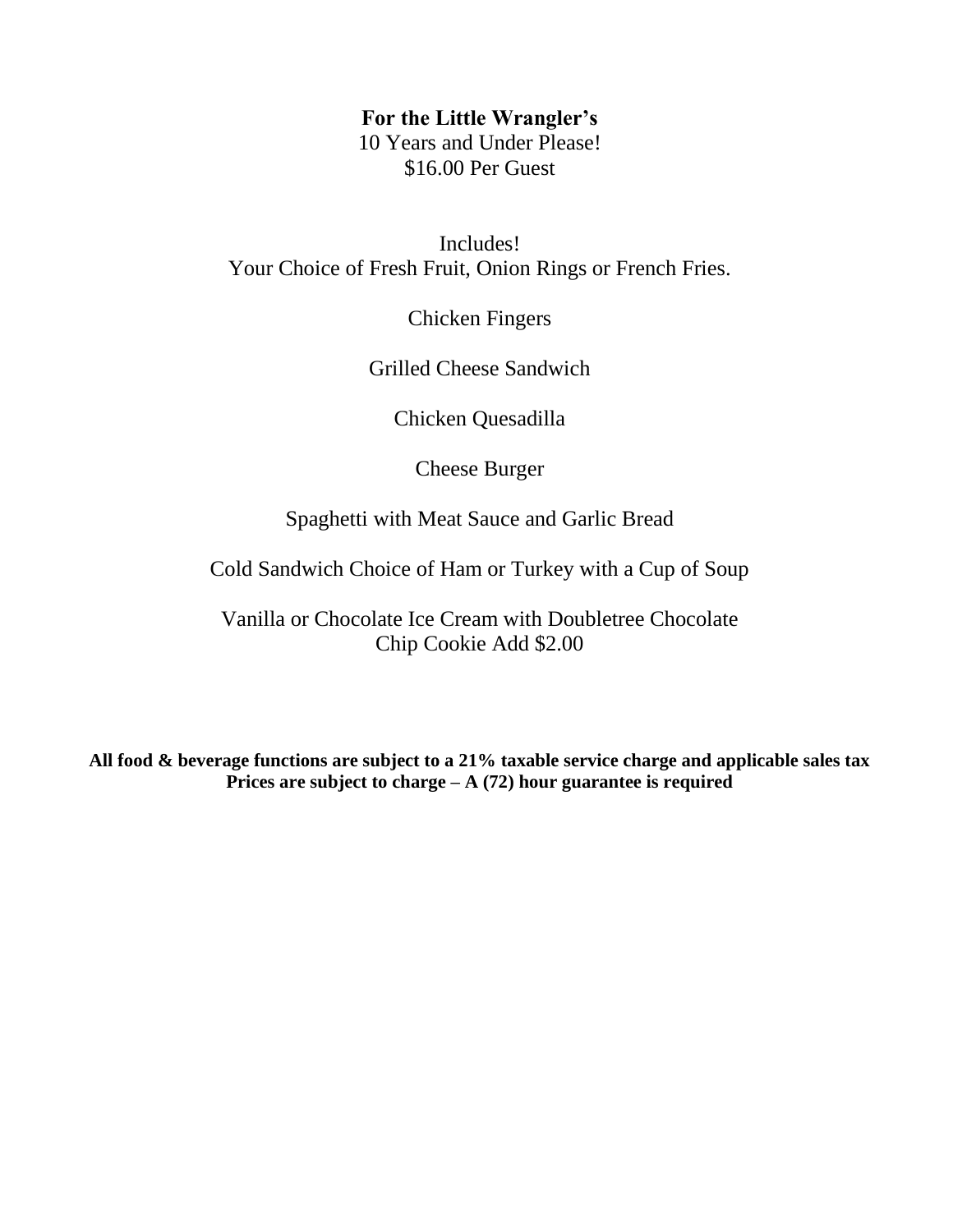**For the Little Wrangler's**

10 Years and Under Please!

$16.00 Per Guest

Includes!

Your Choice of Fresh Fruit, Onion Rings or French Fries.

Chicken Fingers

Grilled Cheese Sandwich

Chicken Quesadilla

Cheese Burger

Spaghetti with Meat Sauce and Garlic Bread

Cold Sandwich Choice of Ham or Turkey with a Cup of Soup

Vanilla or Chocolate Ice Cream with Doubletree Chocolate Chip Cookie Add $2.00

**All food & beverage functions are subject to a 21% taxable service charge and applicable sales tax**
**Prices are subject to charge – A (72) hour guarantee is required**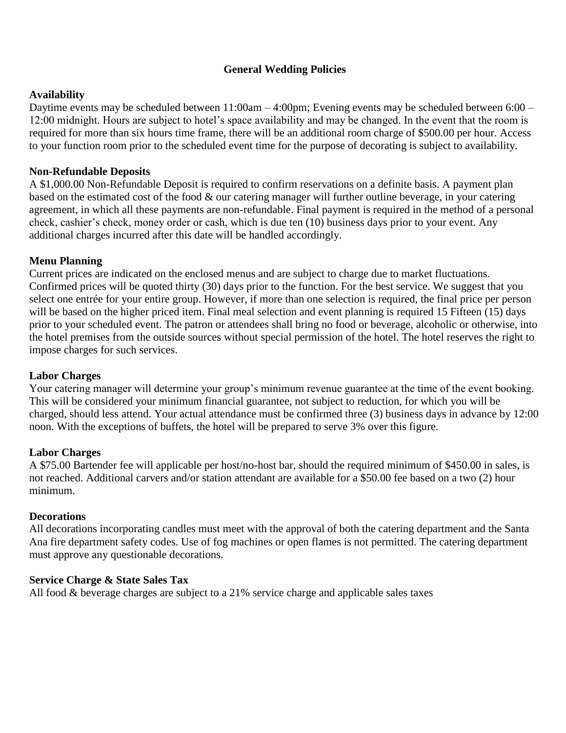## General Wedding Policies

### Availability

Daytime events may be scheduled between 11:00am – 4:00pm; Evening events may be scheduled between 6:00 – 12:00 midnight. Hours are subject to hotel's space availability and may be changed. In the event that the room is required for more than six hours time frame, there will be an additional room charge of $500.00 per hour. Access to your function room prior to the scheduled event time for the purpose of decorating is subject to availability.

### Non-Refundable Deposits

A $1,000.00 Non-Refundable Deposit is required to confirm reservations on a definite basis. A payment plan based on the estimated cost of the food & our catering manager will further outline beverage, in your catering agreement, in which all these payments are non-refundable. Final payment is required in the method of a personal check, cashier's check, money order or cash, which is due ten (10) business days prior to your event. Any additional charges incurred after this date will be handled accordingly.

### Menu Planning

Current prices are indicated on the enclosed menus and are subject to charge due to market fluctuations. Confirmed prices will be quoted thirty (30) days prior to the function. For the best service. We suggest that you select one entrée for your entire group. However, if more than one selection is required, the final price per person will be based on the higher priced item. Final meal selection and event planning is required 15 Fifteen (15) days prior to your scheduled event. The patron or attendees shall bring no food or beverage, alcoholic or otherwise, into the hotel premises from the outside sources without special permission of the hotel. The hotel reserves the right to impose charges for such services.

### Labor Charges

Your catering manager will determine your group's minimum revenue guarantee at the time of the event booking. This will be considered your minimum financial guarantee, not subject to reduction, for which you will be charged, should less attend. Your actual attendance must be confirmed three (3) business days in advance by 12:00 noon. With the exceptions of buffets, the hotel will be prepared to serve 3% over this figure.

### Labor Charges

A $75.00 Bartender fee will applicable per host/no-host bar, should the required minimum of $450.00 in sales, is not reached. Additional carvers and/or station attendant are available for a $50.00 fee based on a two (2) hour minimum.

### Decorations

All decorations incorporating candles must meet with the approval of both the catering department and the Santa Ana fire department safety codes. Use of fog machines or open flames is not permitted. The catering department must approve any questionable decorations.

### Service Charge & State Sales Tax

All food & beverage charges are subject to a 21% service charge and applicable sales taxes